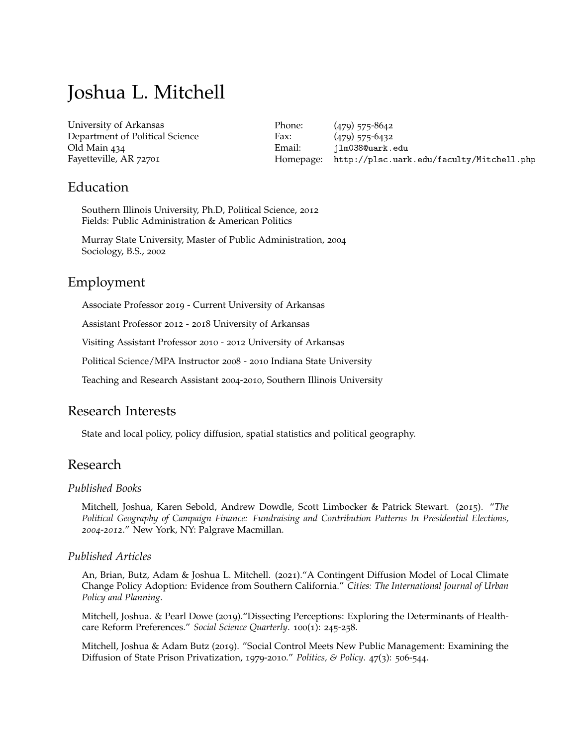# Joshua L. Mitchell

University of Arkansas
Department of Political Science
Old Main 434
Fayetteville, AR 72701

Phone: (479) 575-8642
Fax: (479) 575-6432
Email: jlm038@uark.edu
Homepage: http://plsc.uark.edu/faculty/Mitchell.php

## Education

Southern Illinois University, Ph.D, Political Science, 2012
Fields: Public Administration & American Politics

Murray State University, Master of Public Administration, 2004
Sociology, B.S., 2002

## Employment

Associate Professor 2019 - Current University of Arkansas

Assistant Professor 2012 - 2018 University of Arkansas

Visiting Assistant Professor 2010 - 2012 University of Arkansas

Political Science/MPA Instructor 2008 - 2010 Indiana State University

Teaching and Research Assistant 2004-2010, Southern Illinois University

## Research Interests

State and local policy, policy diffusion, spatial statistics and political geography.

## Research

### *Published Books*

Mitchell, Joshua, Karen Sebold, Andrew Dowdle, Scott Limbocker & Patrick Stewart. (2015). "*The Political Geography of Campaign Finance: Fundraising and Contribution Patterns In Presidential Elections, 2004-2012.*" New York, NY: Palgrave Macmillan.

### *Published Articles*

An, Brian, Butz, Adam & Joshua L. Mitchell. (2021)."A Contingent Diffusion Model of Local Climate Change Policy Adoption: Evidence from Southern California." *Cities: The International Journal of Urban Policy and Planning.*

Mitchell, Joshua. & Pearl Dowe (2019)."Dissecting Perceptions: Exploring the Determinants of Healthcare Reform Preferences." *Social Science Quarterly*. 100(1): 245-258.

Mitchell, Joshua & Adam Butz (2019). "Social Control Meets New Public Management: Examining the Diffusion of State Prison Privatization, 1979-2010." *Politics, & Policy*. 47(3): 506-544.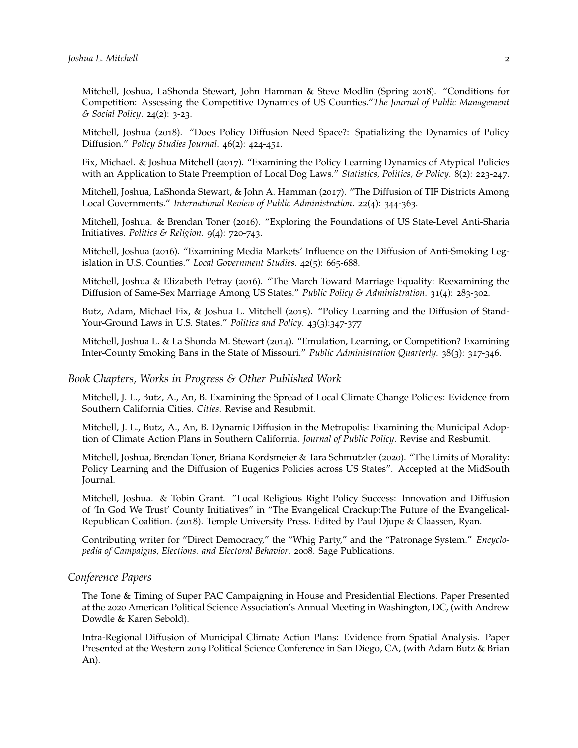Mitchell, Joshua, LaShonda Stewart, John Hamman & Steve Modlin (Spring 2018). "Conditions for Competition: Assessing the Competitive Dynamics of US Counties."*The Journal of Public Management & Social Policy*. 24(2): 3-23.

Mitchell, Joshua (2018). "Does Policy Diffusion Need Space?: Spatializing the Dynamics of Policy Diffusion." *Policy Studies Journal*. 46(2): 424-451.

Fix, Michael. & Joshua Mitchell (2017). "Examining the Policy Learning Dynamics of Atypical Policies with an Application to State Preemption of Local Dog Laws." *Statistics, Politics, & Policy*. 8(2): 223-247.

Mitchell, Joshua, LaShonda Stewart, & John A. Hamman (2017). "The Diffusion of TIF Districts Among Local Governments." *International Review of Public Administration*. 22(4): 344-363.

Mitchell, Joshua. & Brendan Toner (2016). "Exploring the Foundations of US State-Level Anti-Sharia Initiatives. *Politics & Religion*. 9(4): 720-743.

Mitchell, Joshua (2016). "Examining Media Markets' Influence on the Diffusion of Anti-Smoking Legislation in U.S. Counties." *Local Government Studies*. 42(5): 665-688.

Mitchell, Joshua & Elizabeth Petray (2016). "The March Toward Marriage Equality: Reexamining the Diffusion of Same-Sex Marriage Among US States." *Public Policy & Administration*. 31(4): 283-302.

Butz, Adam, Michael Fix, & Joshua L. Mitchell (2015). "Policy Learning and the Diffusion of Stand-Your-Ground Laws in U.S. States." *Politics and Policy*. 43(3):347-377

Mitchell, Joshua L. & La Shonda M. Stewart (2014). "Emulation, Learning, or Competition? Examining Inter-County Smoking Bans in the State of Missouri." *Public Administration Quarterly*. 38(3): 317-346.

### *Book Chapters, Works in Progress & Other Published Work*

Mitchell, J. L., Butz, A., An, B. Examining the Spread of Local Climate Change Policies: Evidence from Southern California Cities. *Cities*. Revise and Resubmit.

Mitchell, J. L., Butz, A., An, B. Dynamic Diffusion in the Metropolis: Examining the Municipal Adoption of Climate Action Plans in Southern California. *Journal of Public Policy*. Revise and Resbumit.

Mitchell, Joshua, Brendan Toner, Briana Kordsmeier & Tara Schmutzler (2020). "The Limits of Morality: Policy Learning and the Diffusion of Eugenics Policies across US States". Accepted at the MidSouth Journal.

Mitchell, Joshua. & Tobin Grant. "Local Religious Right Policy Success: Innovation and Diffusion of 'In God We Trust' County Initiatives" in "The Evangelical Crackup:The Future of the Evangelical-Republican Coalition. (2018). Temple University Press. Edited by Paul Djupe & Claassen, Ryan.

Contributing writer for "Direct Democracy," the "Whig Party," and the "Patronage System." *Encyclopedia of Campaigns, Elections. and Electoral Behavior*. 2008. Sage Publications.

### *Conference Papers*

The Tone & Timing of Super PAC Campaigning in House and Presidential Elections. Paper Presented at the 2020 American Political Science Association's Annual Meeting in Washington, DC, (with Andrew Dowdle & Karen Sebold).

Intra-Regional Diffusion of Municipal Climate Action Plans: Evidence from Spatial Analysis. Paper Presented at the Western 2019 Political Science Conference in San Diego, CA, (with Adam Butz & Brian An).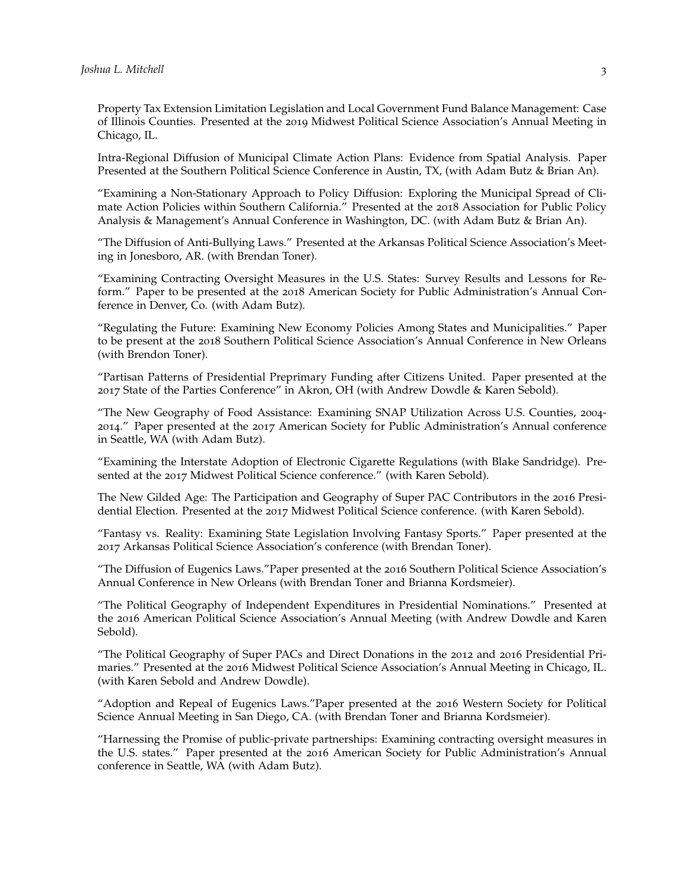Property Tax Extension Limitation Legislation and Local Government Fund Balance Management: Case of Illinois Counties. Presented at the 2019 Midwest Political Science Association's Annual Meeting in Chicago, IL.

Intra-Regional Diffusion of Municipal Climate Action Plans: Evidence from Spatial Analysis. Paper Presented at the Southern Political Science Conference in Austin, TX, (with Adam Butz & Brian An).

"Examining a Non-Stationary Approach to Policy Diffusion: Exploring the Municipal Spread of Climate Action Policies within Southern California." Presented at the 2018 Association for Public Policy Analysis & Management's Annual Conference in Washington, DC. (with Adam Butz & Brian An).

"The Diffusion of Anti-Bullying Laws." Presented at the Arkansas Political Science Association's Meeting in Jonesboro, AR. (with Brendan Toner).

"Examining Contracting Oversight Measures in the U.S. States: Survey Results and Lessons for Reform." Paper to be presented at the 2018 American Society for Public Administration's Annual Conference in Denver, Co. (with Adam Butz).

"Regulating the Future: Examining New Economy Policies Among States and Municipalities." Paper to be present at the 2018 Southern Political Science Association's Annual Conference in New Orleans (with Brendon Toner).

"Partisan Patterns of Presidential Preprimary Funding after Citizens United. Paper presented at the 2017 State of the Parties Conference" in Akron, OH (with Andrew Dowdle & Karen Sebold).

"The New Geography of Food Assistance: Examining SNAP Utilization Across U.S. Counties, 2004-2014." Paper presented at the 2017 American Society for Public Administration's Annual conference in Seattle, WA (with Adam Butz).

"Examining the Interstate Adoption of Electronic Cigarette Regulations (with Blake Sandridge). Presented at the 2017 Midwest Political Science conference." (with Karen Sebold).

The New Gilded Age: The Participation and Geography of Super PAC Contributors in the 2016 Presidential Election. Presented at the 2017 Midwest Political Science conference. (with Karen Sebold).

"Fantasy vs. Reality: Examining State Legislation Involving Fantasy Sports." Paper presented at the 2017 Arkansas Political Science Association's conference (with Brendan Toner).

"The Diffusion of Eugenics Laws."Paper presented at the 2016 Southern Political Science Association's Annual Conference in New Orleans (with Brendan Toner and Brianna Kordsmeier).

"The Political Geography of Independent Expenditures in Presidential Nominations." Presented at the 2016 American Political Science Association's Annual Meeting (with Andrew Dowdle and Karen Sebold).

"The Political Geography of Super PACs and Direct Donations in the 2012 and 2016 Presidential Primaries." Presented at the 2016 Midwest Political Science Association's Annual Meeting in Chicago, IL. (with Karen Sebold and Andrew Dowdle).

"Adoption and Repeal of Eugenics Laws."Paper presented at the 2016 Western Society for Political Science Annual Meeting in San Diego, CA. (with Brendan Toner and Brianna Kordsmeier).

"Harnessing the Promise of public-private partnerships: Examining contracting oversight measures in the U.S. states." Paper presented at the 2016 American Society for Public Administration's Annual conference in Seattle, WA (with Adam Butz).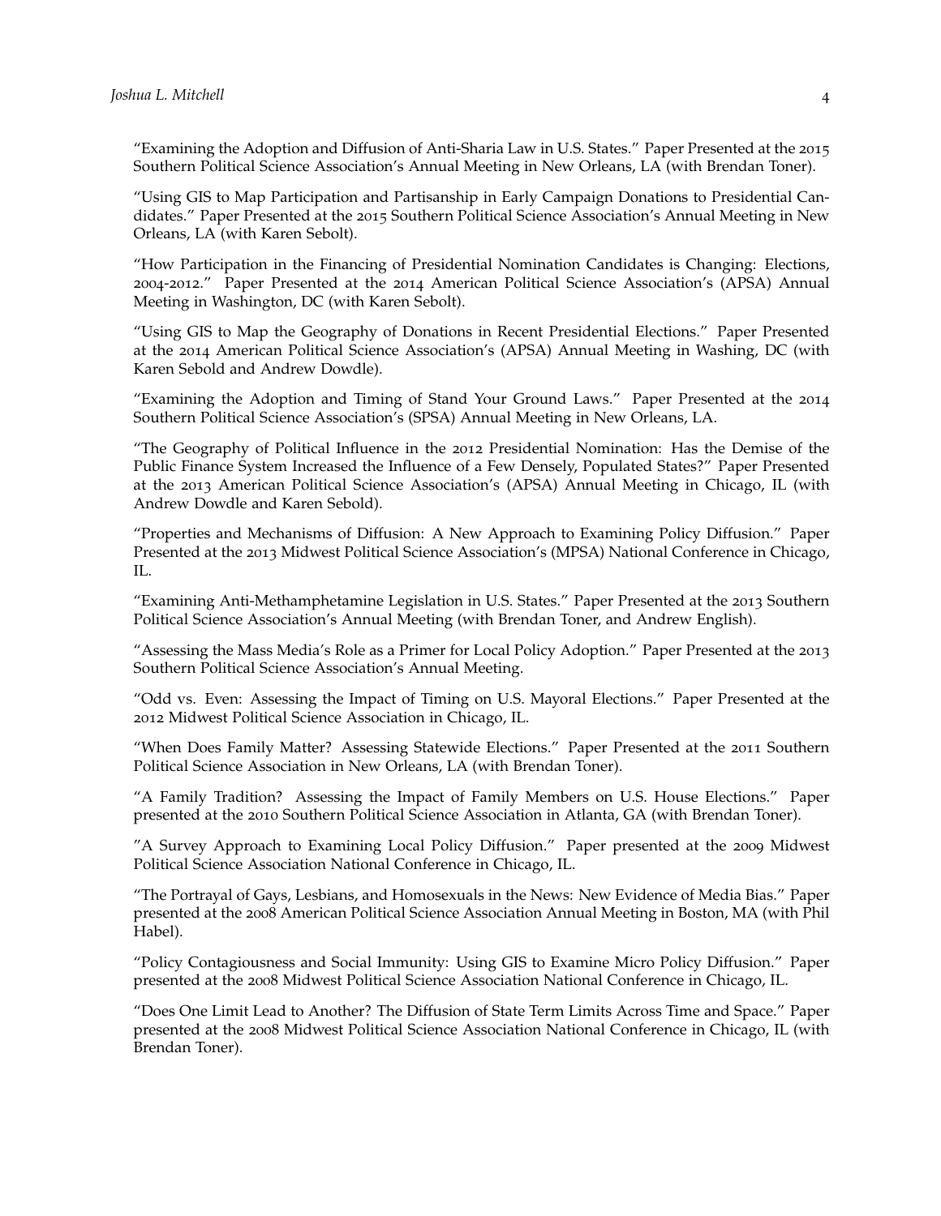"Examining the Adoption and Diffusion of Anti-Sharia Law in U.S. States." Paper Presented at the 2015 Southern Political Science Association's Annual Meeting in New Orleans, LA (with Brendan Toner).

"Using GIS to Map Participation and Partisanship in Early Campaign Donations to Presidential Candidates." Paper Presented at the 2015 Southern Political Science Association's Annual Meeting in New Orleans, LA (with Karen Sebolt).

"How Participation in the Financing of Presidential Nomination Candidates is Changing: Elections, 2004-2012." Paper Presented at the 2014 American Political Science Association's (APSA) Annual Meeting in Washington, DC (with Karen Sebolt).

"Using GIS to Map the Geography of Donations in Recent Presidential Elections." Paper Presented at the 2014 American Political Science Association's (APSA) Annual Meeting in Washing, DC (with Karen Sebold and Andrew Dowdle).

"Examining the Adoption and Timing of Stand Your Ground Laws." Paper Presented at the 2014 Southern Political Science Association's (SPSA) Annual Meeting in New Orleans, LA.

"The Geography of Political Influence in the 2012 Presidential Nomination: Has the Demise of the Public Finance System Increased the Influence of a Few Densely, Populated States?" Paper Presented at the 2013 American Political Science Association's (APSA) Annual Meeting in Chicago, IL (with Andrew Dowdle and Karen Sebold).

"Properties and Mechanisms of Diffusion: A New Approach to Examining Policy Diffusion." Paper Presented at the 2013 Midwest Political Science Association's (MPSA) National Conference in Chicago, IL.

"Examining Anti-Methamphetamine Legislation in U.S. States." Paper Presented at the 2013 Southern Political Science Association's Annual Meeting (with Brendan Toner, and Andrew English).

"Assessing the Mass Media's Role as a Primer for Local Policy Adoption." Paper Presented at the 2013 Southern Political Science Association's Annual Meeting.

"Odd vs. Even: Assessing the Impact of Timing on U.S. Mayoral Elections." Paper Presented at the 2012 Midwest Political Science Association in Chicago, IL.

"When Does Family Matter? Assessing Statewide Elections." Paper Presented at the 2011 Southern Political Science Association in New Orleans, LA (with Brendan Toner).

"A Family Tradition? Assessing the Impact of Family Members on U.S. House Elections." Paper presented at the 2010 Southern Political Science Association in Atlanta, GA (with Brendan Toner).

"A Survey Approach to Examining Local Policy Diffusion." Paper presented at the 2009 Midwest Political Science Association National Conference in Chicago, IL.

"The Portrayal of Gays, Lesbians, and Homosexuals in the News: New Evidence of Media Bias." Paper presented at the 2008 American Political Science Association Annual Meeting in Boston, MA (with Phil Habel).

"Policy Contagiousness and Social Immunity: Using GIS to Examine Micro Policy Diffusion." Paper presented at the 2008 Midwest Political Science Association National Conference in Chicago, IL.

"Does One Limit Lead to Another? The Diffusion of State Term Limits Across Time and Space." Paper presented at the 2008 Midwest Political Science Association National Conference in Chicago, IL (with Brendan Toner).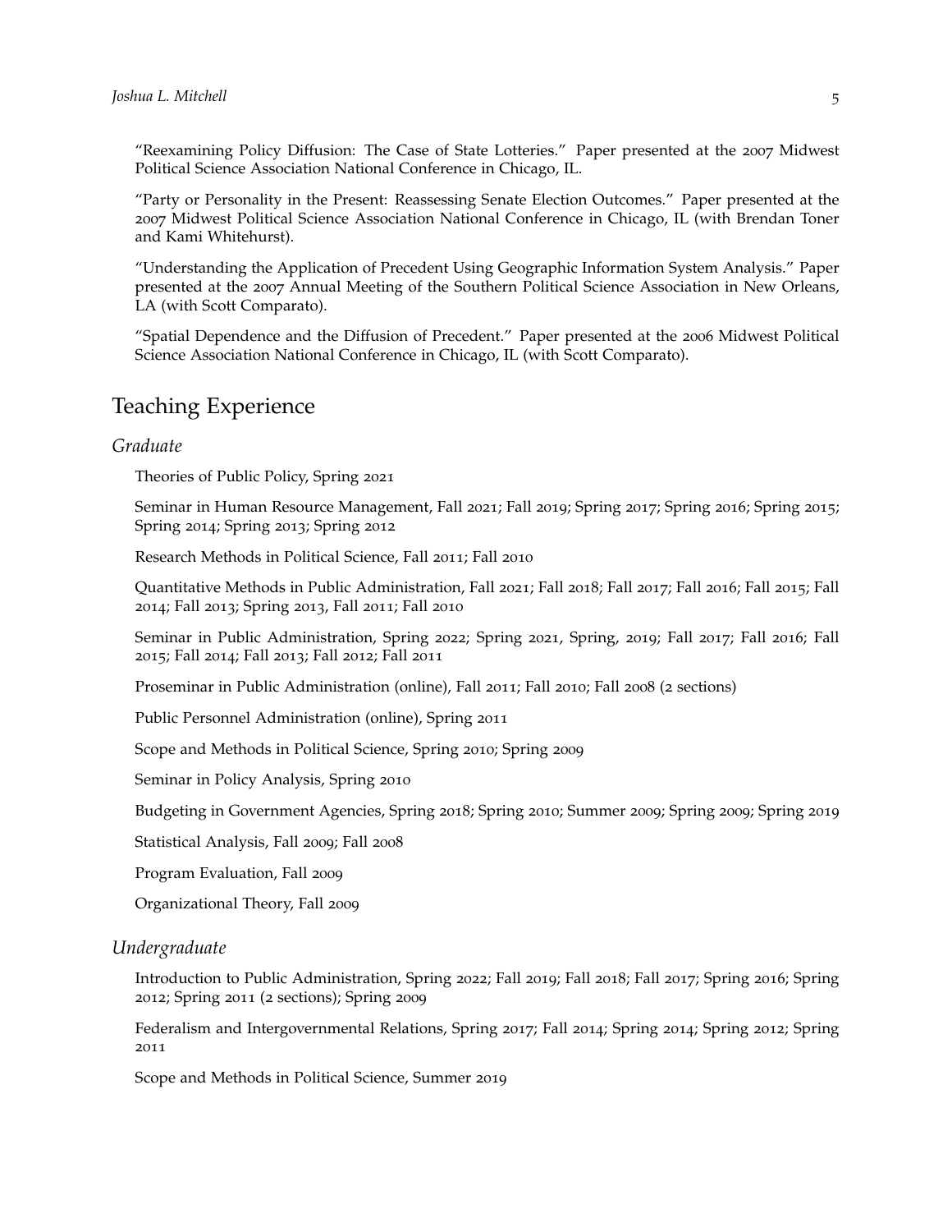"Reexamining Policy Diffusion: The Case of State Lotteries." Paper presented at the 2007 Midwest Political Science Association National Conference in Chicago, IL.

"Party or Personality in the Present: Reassessing Senate Election Outcomes." Paper presented at the 2007 Midwest Political Science Association National Conference in Chicago, IL (with Brendan Toner and Kami Whitehurst).

"Understanding the Application of Precedent Using Geographic Information System Analysis." Paper presented at the 2007 Annual Meeting of the Southern Political Science Association in New Orleans, LA (with Scott Comparato).

"Spatial Dependence and the Diffusion of Precedent." Paper presented at the 2006 Midwest Political Science Association National Conference in Chicago, IL (with Scott Comparato).

## Teaching Experience

### *Graduate*

Theories of Public Policy, Spring 2021

Seminar in Human Resource Management, Fall 2021; Fall 2019; Spring 2017; Spring 2016; Spring 2015; Spring 2014; Spring 2013; Spring 2012

Research Methods in Political Science, Fall 2011; Fall 2010

Quantitative Methods in Public Administration, Fall 2021; Fall 2018; Fall 2017; Fall 2016; Fall 2015; Fall 2014; Fall 2013; Spring 2013, Fall 2011; Fall 2010

Seminar in Public Administration, Spring 2022; Spring 2021, Spring, 2019; Fall 2017; Fall 2016; Fall 2015; Fall 2014; Fall 2013; Fall 2012; Fall 2011

Proseminar in Public Administration (online), Fall 2011; Fall 2010; Fall 2008 (2 sections)

Public Personnel Administration (online), Spring 2011

Scope and Methods in Political Science, Spring 2010; Spring 2009

Seminar in Policy Analysis, Spring 2010

Budgeting in Government Agencies, Spring 2018; Spring 2010; Summer 2009; Spring 2009; Spring 2019

Statistical Analysis, Fall 2009; Fall 2008

Program Evaluation, Fall 2009

Organizational Theory, Fall 2009

### *Undergraduate*

Introduction to Public Administration, Spring 2022; Fall 2019; Fall 2018; Fall 2017; Spring 2016; Spring 2012; Spring 2011 (2 sections); Spring 2009

Federalism and Intergovernmental Relations, Spring 2017; Fall 2014; Spring 2014; Spring 2012; Spring 2011

Scope and Methods in Political Science, Summer 2019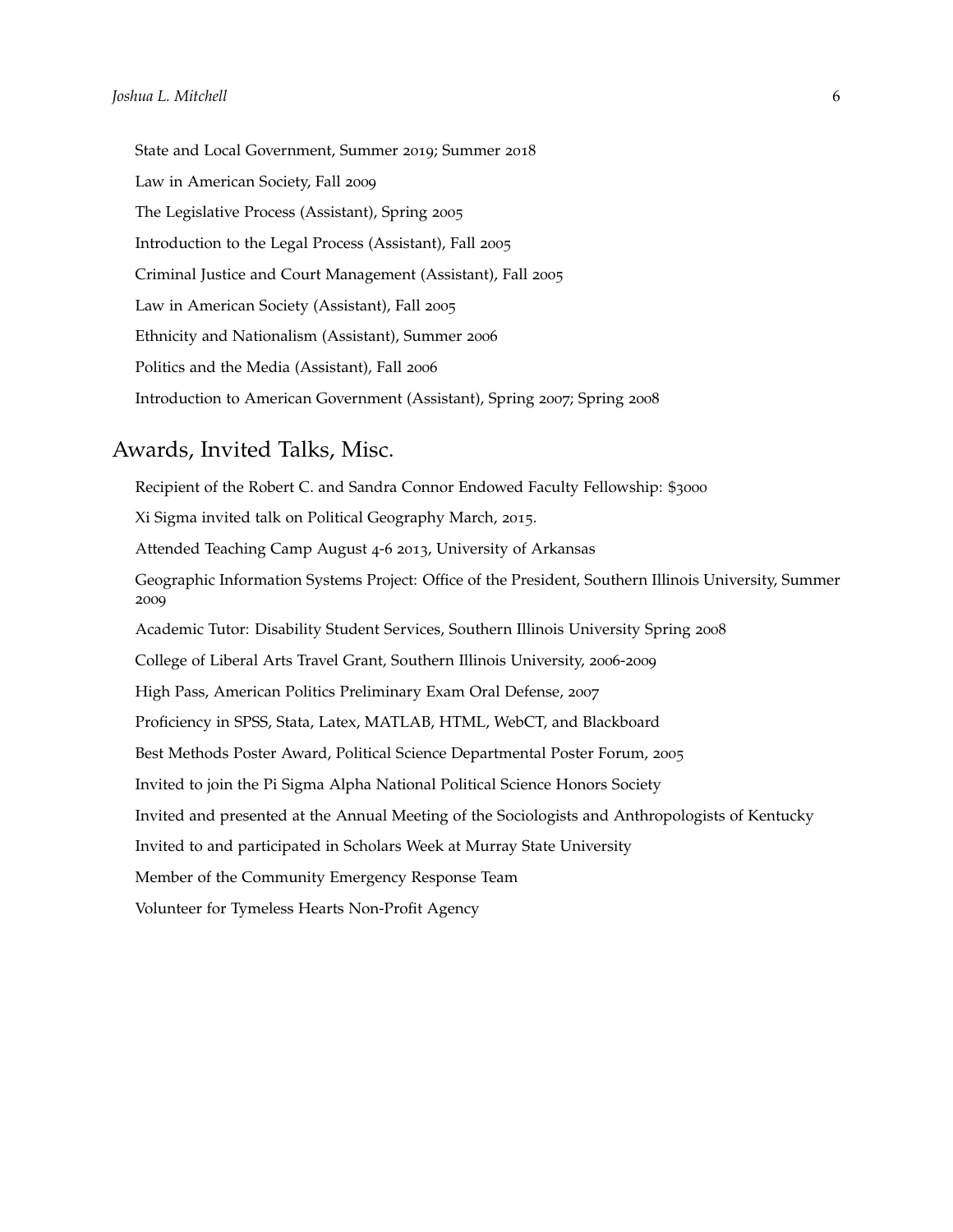State and Local Government, Summer 2019; Summer 2018

Law in American Society, Fall 2009

The Legislative Process (Assistant), Spring 2005

Introduction to the Legal Process (Assistant), Fall 2005

Criminal Justice and Court Management (Assistant), Fall 2005

Law in American Society (Assistant), Fall 2005

Ethnicity and Nationalism (Assistant), Summer 2006

Politics and the Media (Assistant), Fall 2006

Introduction to American Government (Assistant), Spring 2007; Spring 2008

## Awards, Invited Talks, Misc.

Recipient of the Robert C. and Sandra Connor Endowed Faculty Fellowship: $3000

Xi Sigma invited talk on Political Geography March, 2015.

Attended Teaching Camp August 4-6 2013, University of Arkansas

Geographic Information Systems Project: Office of the President, Southern Illinois University, Summer 2009

Academic Tutor: Disability Student Services, Southern Illinois University Spring 2008

College of Liberal Arts Travel Grant, Southern Illinois University, 2006-2009

High Pass, American Politics Preliminary Exam Oral Defense, 2007

Proficiency in SPSS, Stata, Latex, MATLAB, HTML, WebCT, and Blackboard

Best Methods Poster Award, Political Science Departmental Poster Forum, 2005

Invited to join the Pi Sigma Alpha National Political Science Honors Society

Invited and presented at the Annual Meeting of the Sociologists and Anthropologists of Kentucky

Invited to and participated in Scholars Week at Murray State University

Member of the Community Emergency Response Team

Volunteer for Tymeless Hearts Non-Profit Agency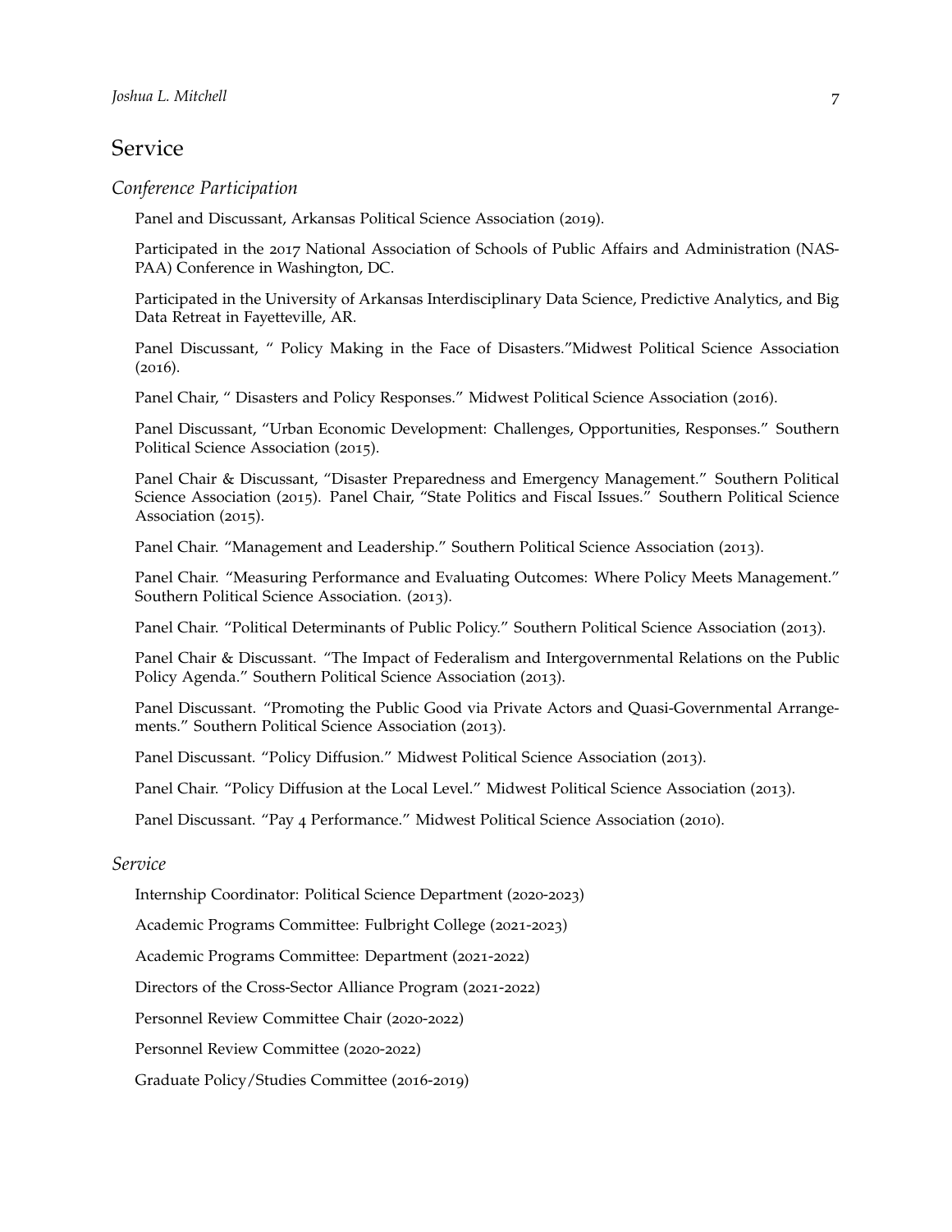## Service

### *Conference Participation*

Panel and Discussant, Arkansas Political Science Association (2019).

Participated in the 2017 National Association of Schools of Public Affairs and Administration (NASPAA) Conference in Washington, DC.

Participated in the University of Arkansas Interdisciplinary Data Science, Predictive Analytics, and Big Data Retreat in Fayetteville, AR.

Panel Discussant, " Policy Making in the Face of Disasters."Midwest Political Science Association (2016).

Panel Chair, " Disasters and Policy Responses." Midwest Political Science Association (2016).

Panel Discussant, "Urban Economic Development: Challenges, Opportunities, Responses." Southern Political Science Association (2015).

Panel Chair & Discussant, "Disaster Preparedness and Emergency Management." Southern Political Science Association (2015). Panel Chair, "State Politics and Fiscal Issues." Southern Political Science Association (2015).

Panel Chair. "Management and Leadership." Southern Political Science Association (2013).

Panel Chair. "Measuring Performance and Evaluating Outcomes: Where Policy Meets Management." Southern Political Science Association. (2013).

Panel Chair. "Political Determinants of Public Policy." Southern Political Science Association (2013).

Panel Chair & Discussant. "The Impact of Federalism and Intergovernmental Relations on the Public Policy Agenda." Southern Political Science Association (2013).

Panel Discussant. "Promoting the Public Good via Private Actors and Quasi-Governmental Arrangements." Southern Political Science Association (2013).

Panel Discussant. "Policy Diffusion." Midwest Political Science Association (2013).

Panel Chair. "Policy Diffusion at the Local Level." Midwest Political Science Association (2013).

Panel Discussant. "Pay 4 Performance." Midwest Political Science Association (2010).

### *Service*

Internship Coordinator: Political Science Department (2020-2023)

Academic Programs Committee: Fulbright College (2021-2023)

Academic Programs Committee: Department (2021-2022)

Directors of the Cross-Sector Alliance Program (2021-2022)

Personnel Review Committee Chair (2020-2022)

Personnel Review Committee (2020-2022)

Graduate Policy/Studies Committee (2016-2019)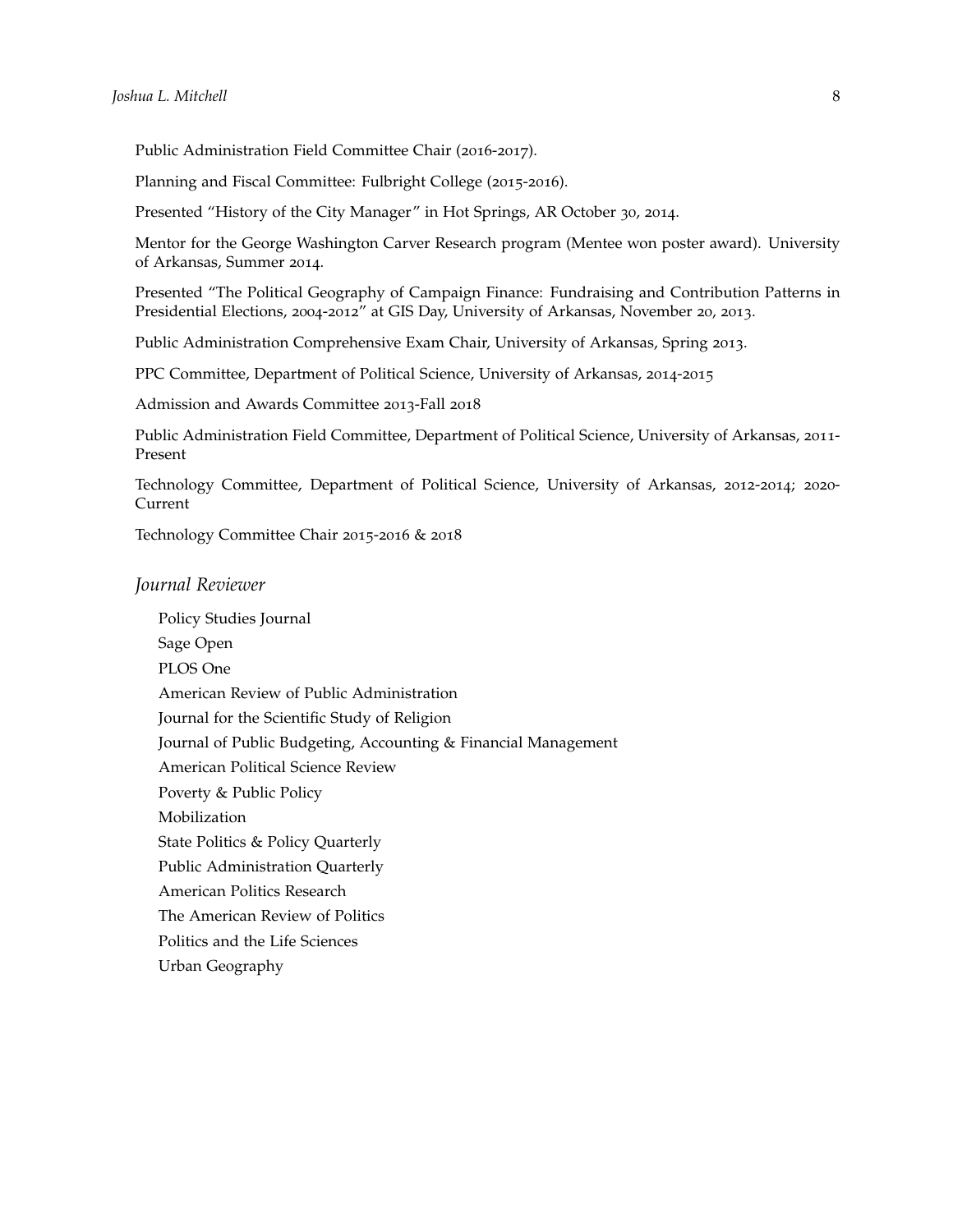Public Administration Field Committee Chair (2016-2017).

Planning and Fiscal Committee: Fulbright College (2015-2016).

Presented "History of the City Manager" in Hot Springs, AR October 30, 2014.

Mentor for the George Washington Carver Research program (Mentee won poster award). University of Arkansas, Summer 2014.

Presented "The Political Geography of Campaign Finance: Fundraising and Contribution Patterns in Presidential Elections, 2004-2012" at GIS Day, University of Arkansas, November 20, 2013.

Public Administration Comprehensive Exam Chair, University of Arkansas, Spring 2013.

PPC Committee, Department of Political Science, University of Arkansas, 2014-2015

Admission and Awards Committee 2013-Fall 2018

Public Administration Field Committee, Department of Political Science, University of Arkansas, 2011-Present

Technology Committee, Department of Political Science, University of Arkansas, 2012-2014; 2020-Current

Technology Committee Chair 2015-2016 & 2018

### *Journal Reviewer*

Policy Studies Journal

Sage Open

PLOS One

American Review of Public Administration

Journal for the Scientific Study of Religion

Journal of Public Budgeting, Accounting & Financial Management

American Political Science Review

Poverty & Public Policy

Mobilization

State Politics & Policy Quarterly

Public Administration Quarterly

American Politics Research

The American Review of Politics

Politics and the Life Sciences

Urban Geography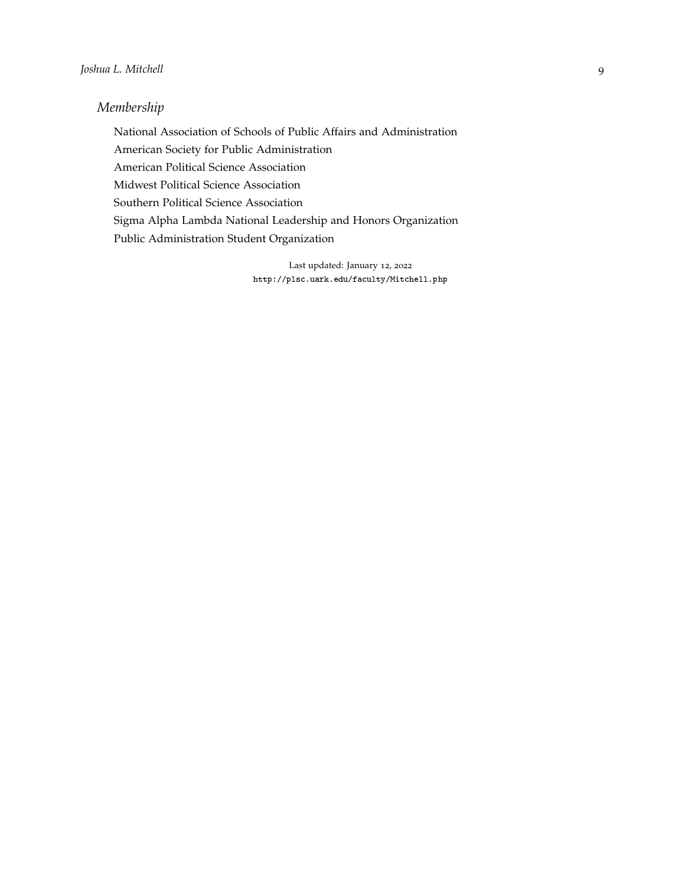## *Membership*

National Association of Schools of Public Affairs and Administration
American Society for Public Administration
American Political Science Association
Midwest Political Science Association
Southern Political Science Association
Sigma Alpha Lambda National Leadership and Honors Organization
Public Administration Student Organization

Last updated: January 12, 2022
`http://plsc.uark.edu/faculty/Mitchell.php`